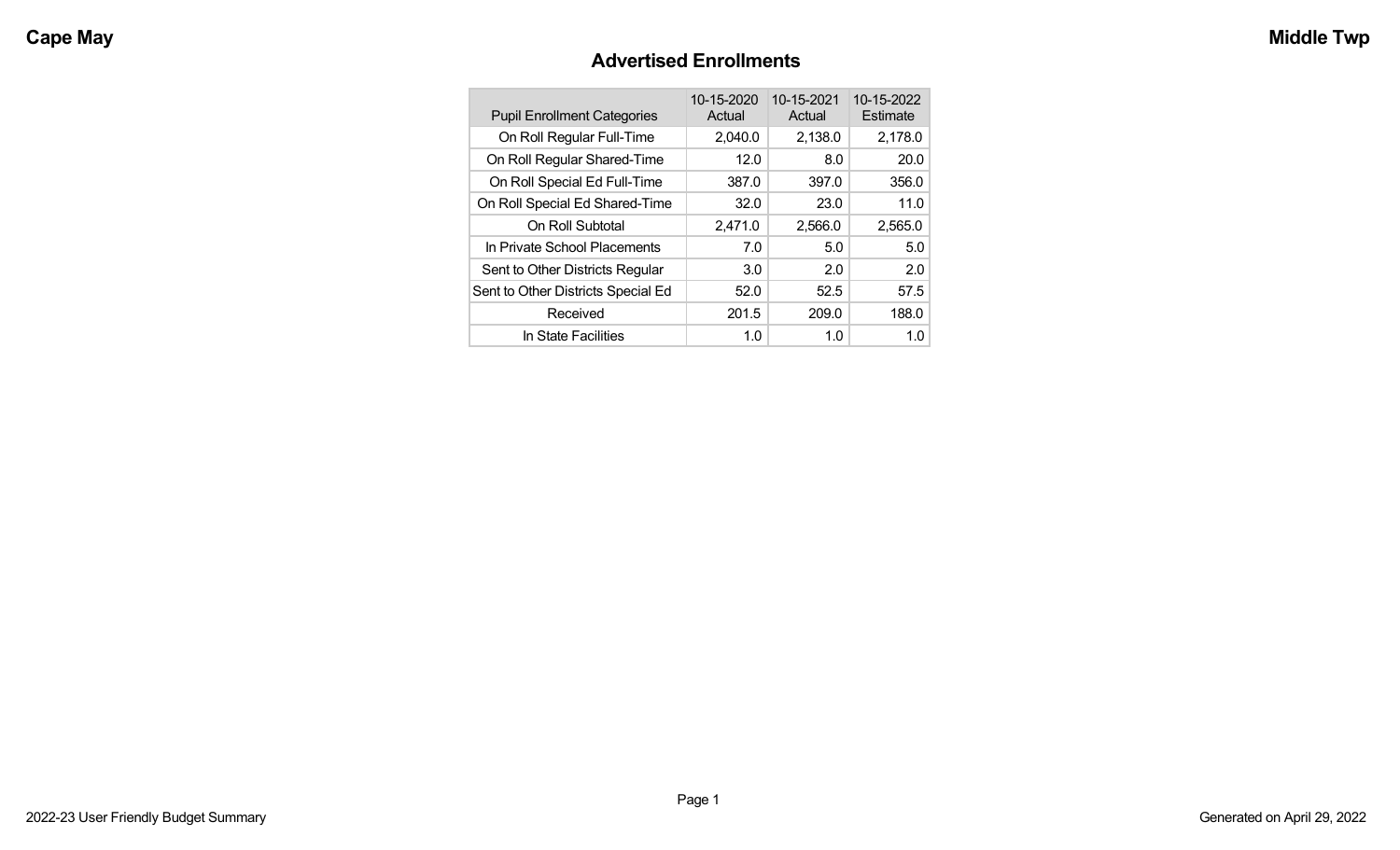# Advertised Enrollments

| Pupil Enrollment Categories | 10-15-2020 Actual | 10-15-2021 Actual | 10-15-2022 Estimate |
|---|---|---|---|
| On Roll Regular Full-Time | 2,040.0 | 2,138.0 | 2,178.0 |
| On Roll Regular Shared-Time | 12.0 | 8.0 | 20.0 |
| On Roll Special Ed Full-Time | 387.0 | 397.0 | 356.0 |
| On Roll Special Ed Shared-Time | 32.0 | 23.0 | 11.0 |
| On Roll Subtotal | 2,471.0 | 2,566.0 | 2,565.0 |
| In Private School Placements | 7.0 | 5.0 | 5.0 |
| Sent to Other Districts Regular | 3.0 | 2.0 | 2.0 |
| Sent to Other Districts Special Ed | 52.0 | 52.5 | 57.5 |
| Received | 201.5 | 209.0 | 188.0 |
| In State Facilities | 1.0 | 1.0 | 1.0 |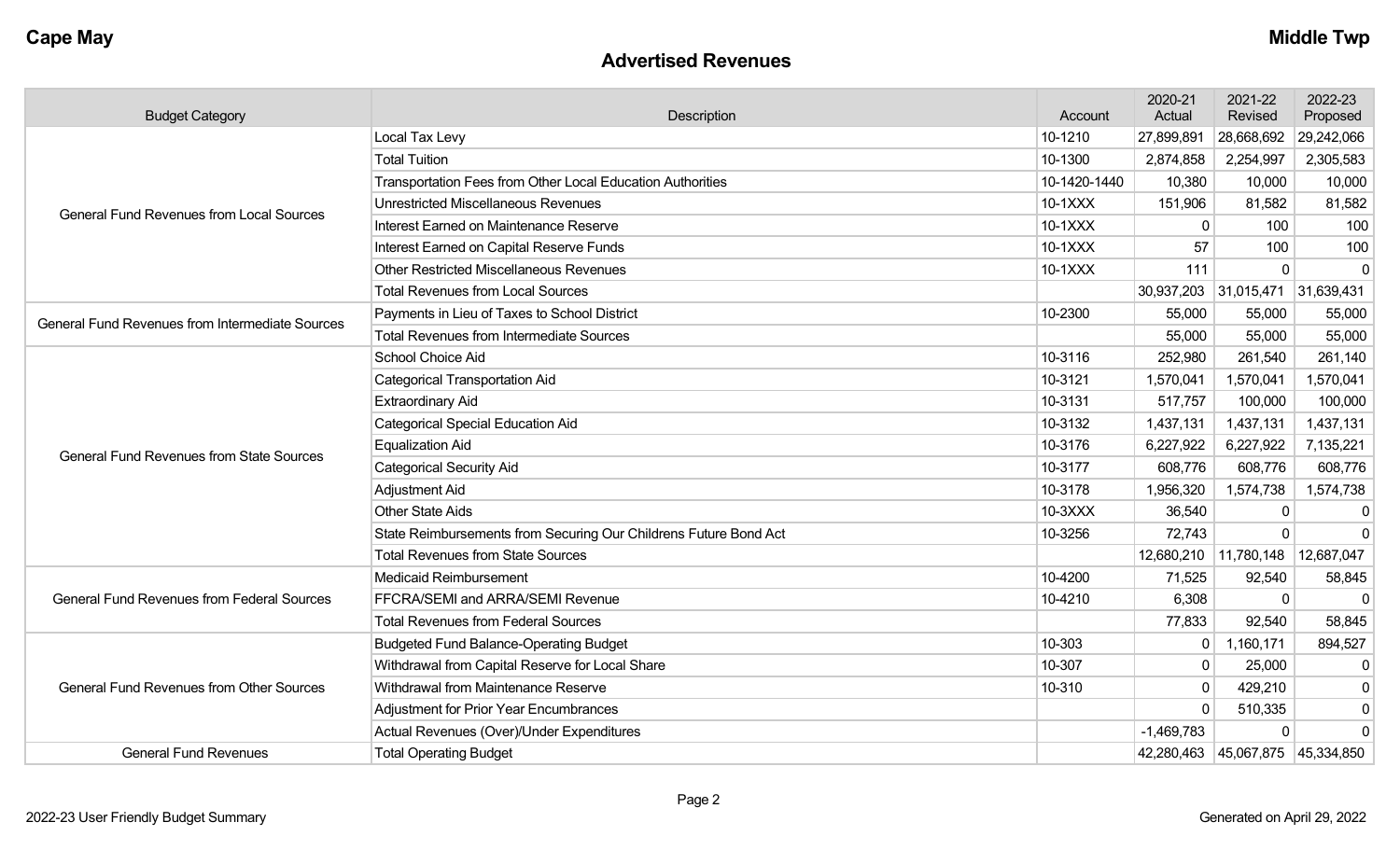**Cape May** **Middle Twp**

## Advertised Revenues

| Budget Category | Description | Account | 2020-21 Actual | 2021-22 Revised | 2022-23 Proposed |
|---|---|---|---|---|---|
| General Fund Revenues from Local Sources | Local Tax Levy | 10-1210 | 27,899,891 | 28,668,692 | 29,242,066 |
| | Total Tuition | 10-1300 | 2,874,858 | 2,254,997 | 2,305,583 |
| | Transportation Fees from Other Local Education Authorities | 10-1420-1440 | 10,380 | 10,000 | 10,000 |
| | Unrestricted Miscellaneous Revenues | 10-1XXX | 151,906 | 81,582 | 81,582 |
| | Interest Earned on Maintenance Reserve | 10-1XXX | 0 | 100 | 100 |
| | Interest Earned on Capital Reserve Funds | 10-1XXX | 57 | 100 | 100 |
| | Other Restricted Miscellaneous Revenues | 10-1XXX | 111 | 0 | 0 |
| | Total Revenues from Local Sources | | 30,937,203 | 31,015,471 | 31,639,431 |
| General Fund Revenues from Intermediate Sources | Payments in Lieu of Taxes to School District | 10-2300 | 55,000 | 55,000 | 55,000 |
| | Total Revenues from Intermediate Sources | | 55,000 | 55,000 | 55,000 |
| General Fund Revenues from State Sources | School Choice Aid | 10-3116 | 252,980 | 261,540 | 261,140 |
| | Categorical Transportation Aid | 10-3121 | 1,570,041 | 1,570,041 | 1,570,041 |
| | Extraordinary Aid | 10-3131 | 517,757 | 100,000 | 100,000 |
| | Categorical Special Education Aid | 10-3132 | 1,437,131 | 1,437,131 | 1,437,131 |
| | Equalization Aid | 10-3176 | 6,227,922 | 6,227,922 | 7,135,221 |
| | Categorical Security Aid | 10-3177 | 608,776 | 608,776 | 608,776 |
| | Adjustment Aid | 10-3178 | 1,956,320 | 1,574,738 | 1,574,738 |
| | Other State Aids | 10-3XXX | 36,540 | 0 | 0 |
| | State Reimbursements from Securing Our Childrens Future Bond Act | 10-3256 | 72,743 | 0 | 0 |
| | Total Revenues from State Sources | | 12,680,210 | 11,780,148 | 12,687,047 |
| General Fund Revenues from Federal Sources | Medicaid Reimbursement | 10-4200 | 71,525 | 92,540 | 58,845 |
| | FFCRA/SEMI and ARRA/SEMI Revenue | 10-4210 | 6,308 | 0 | 0 |
| | Total Revenues from Federal Sources | | 77,833 | 92,540 | 58,845 |
| General Fund Revenues from Other Sources | Budgeted Fund Balance-Operating Budget | 10-303 | 0 | 1,160,171 | 894,527 |
| | Withdrawal from Capital Reserve for Local Share | 10-307 | 0 | 25,000 | 0 |
| | Withdrawal from Maintenance Reserve | 10-310 | 0 | 429,210 | 0 |
| | Adjustment for Prior Year Encumbrances | | 0 | 510,335 | 0 |
| | Actual Revenues (Over)/Under Expenditures | | -1,469,783 | 0 | 0 |
| General Fund Revenues | Total Operating Budget | | 42,280,463 | 45,067,875 | 45,334,850 |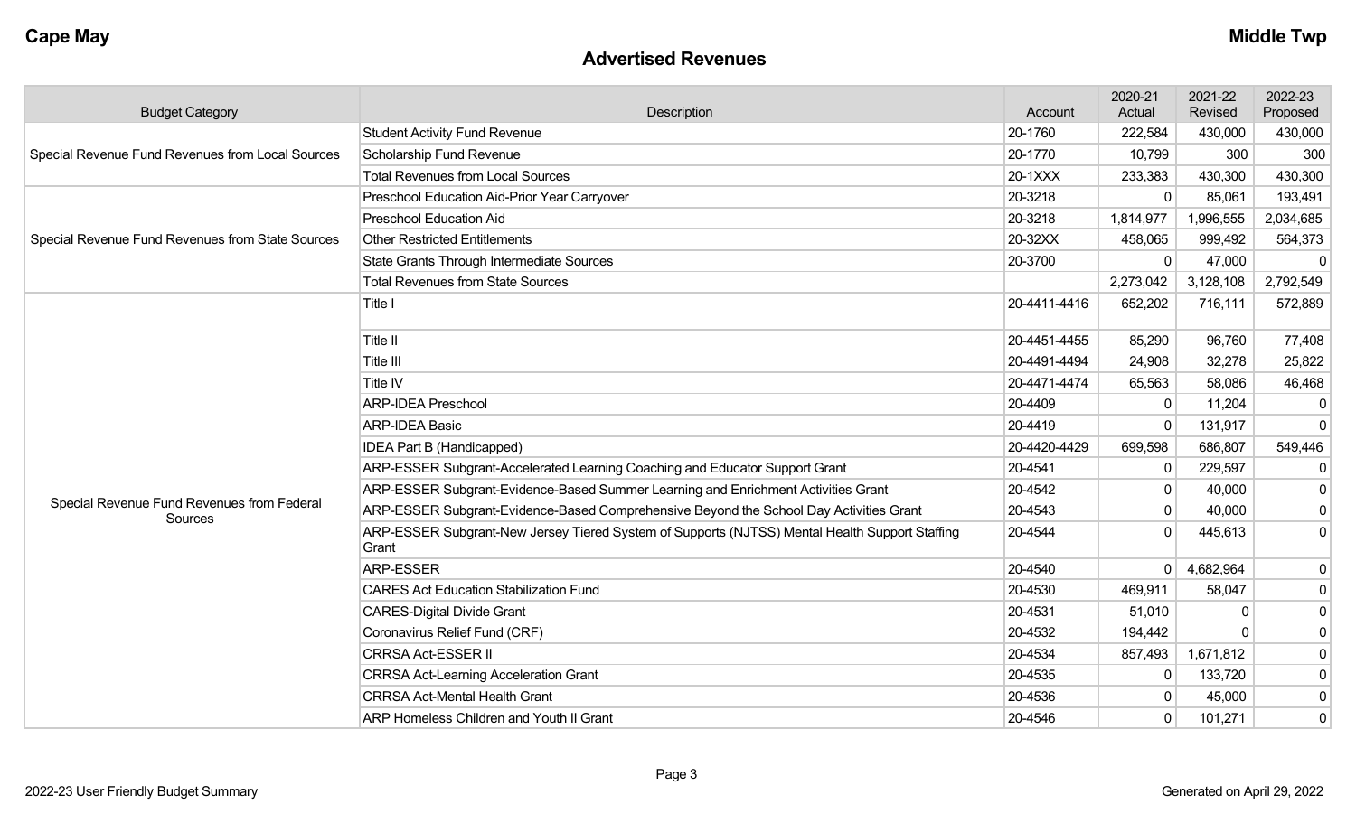## Advertised Revenues

| Budget Category | Description | Account | 2020-21 Actual | 2021-22 Revised | 2022-23 Proposed |
|---|---|---|---|---|---|
| Special Revenue Fund Revenues from Local Sources | Student Activity Fund Revenue | 20-1760 | 222,584 | 430,000 | 430,000 |
| | Scholarship Fund Revenue | 20-1770 | 10,799 | 300 | 300 |
| | Total Revenues from Local Sources | 20-1XXX | 233,383 | 430,300 | 430,300 |
| Special Revenue Fund Revenues from State Sources | Preschool Education Aid-Prior Year Carryover | 20-3218 | 0 | 85,061 | 193,491 |
| | Preschool Education Aid | 20-3218 | 1,814,977 | 1,996,555 | 2,034,685 |
| | Other Restricted Entitlements | 20-32XX | 458,065 | 999,492 | 564,373 |
| | State Grants Through Intermediate Sources | 20-3700 | 0 | 47,000 | 0 |
| | Total Revenues from State Sources | | 2,273,042 | 3,128,108 | 2,792,549 |
| Special Revenue Fund Revenues from Federal Sources | Title I | 20-4411-4416 | 652,202 | 716,111 | 572,889 |
| | Title II | 20-4451-4455 | 85,290 | 96,760 | 77,408 |
| | Title III | 20-4491-4494 | 24,908 | 32,278 | 25,822 |
| | Title IV | 20-4471-4474 | 65,563 | 58,086 | 46,468 |
| | ARP-IDEA Preschool | 20-4409 | 0 | 11,204 | 0 |
| | ARP-IDEA Basic | 20-4419 | 0 | 131,917 | 0 |
| | IDEA Part B (Handicapped) | 20-4420-4429 | 699,598 | 686,807 | 549,446 |
| | ARP-ESSER Subgrant-Accelerated Learning Coaching and Educator Support Grant | 20-4541 | 0 | 229,597 | 0 |
| | ARP-ESSER Subgrant-Evidence-Based Summer Learning and Enrichment Activities Grant | 20-4542 | 0 | 40,000 | 0 |
| | ARP-ESSER Subgrant-Evidence-Based Comprehensive Beyond the School Day Activities Grant | 20-4543 | 0 | 40,000 | 0 |
| | ARP-ESSER Subgrant-New Jersey Tiered System of Supports (NJTSS) Mental Health Support Staffing Grant | 20-4544 | 0 | 445,613 | 0 |
| | ARP-ESSER | 20-4540 | 0 | 4,682,964 | 0 |
| | CARES Act Education Stabilization Fund | 20-4530 | 469,911 | 58,047 | 0 |
| | CARES-Digital Divide Grant | 20-4531 | 51,010 | 0 | 0 |
| | Coronavirus Relief Fund (CRF) | 20-4532 | 194,442 | 0 | 0 |
| | CRRSA Act-ESSER II | 20-4534 | 857,493 | 1,671,812 | 0 |
| | CRRSA Act-Learning Acceleration Grant | 20-4535 | 0 | 133,720 | 0 |
| | CRRSA Act-Mental Health Grant | 20-4536 | 0 | 45,000 | 0 |
| | ARP Homeless Children and Youth II Grant | 20-4546 | 0 | 101,271 | 0 |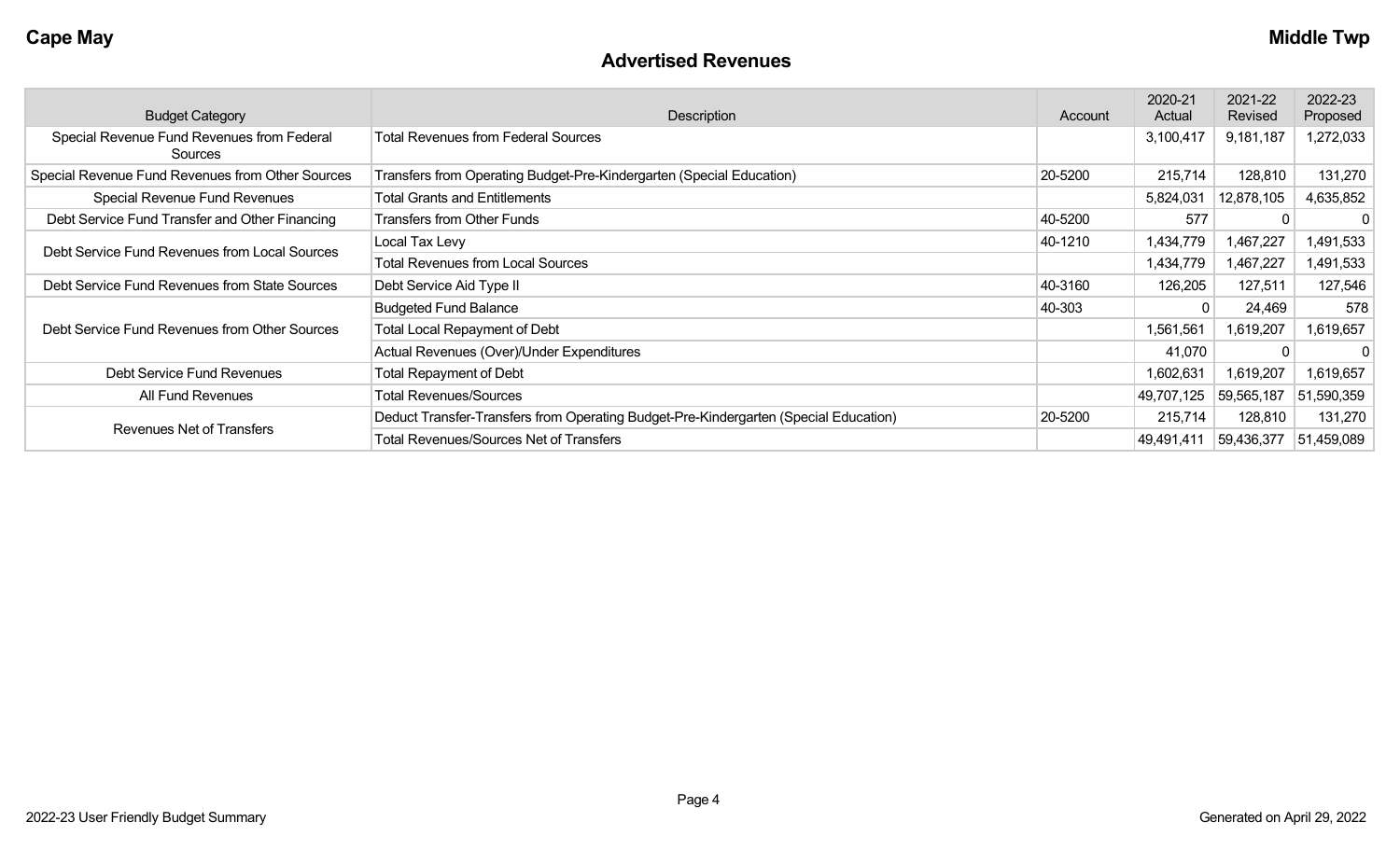**Cape May** **Middle Twp**

## Advertised Revenues

| Budget Category | Description | Account | 2020-21 Actual | 2021-22 Revised | 2022-23 Proposed |
|---|---|---|---|---|---|
| Special Revenue Fund Revenues from Federal Sources | Total Revenues from Federal Sources | | 3,100,417 | 9,181,187 | 1,272,033 |
| Special Revenue Fund Revenues from Other Sources | Transfers from Operating Budget-Pre-Kindergarten (Special Education) | 20-5200 | 215,714 | 128,810 | 131,270 |
| Special Revenue Fund Revenues | Total Grants and Entitlements | | 5,824,031 | 12,878,105 | 4,635,852 |
| Debt Service Fund Transfer and Other Financing | Transfers from Other Funds | 40-5200 | 577 | 0 | 0 |
| Debt Service Fund Revenues from Local Sources | Local Tax Levy | 40-1210 | 1,434,779 | 1,467,227 | 1,491,533 |
| | Total Revenues from Local Sources | | 1,434,779 | 1,467,227 | 1,491,533 |
| Debt Service Fund Revenues from State Sources | Debt Service Aid Type II | 40-3160 | 126,205 | 127,511 | 127,546 |
| Debt Service Fund Revenues from Other Sources | Budgeted Fund Balance | 40-303 | 0 | 24,469 | 578 |
| | Total Local Repayment of Debt | | 1,561,561 | 1,619,207 | 1,619,657 |
| | Actual Revenues (Over)/Under Expenditures | | 41,070 | 0 | 0 |
| Debt Service Fund Revenues | Total Repayment of Debt | | 1,602,631 | 1,619,207 | 1,619,657 |
| All Fund Revenues | Total Revenues/Sources | | 49,707,125 | 59,565,187 | 51,590,359 |
| Revenues Net of Transfers | Deduct Transfer-Transfers from Operating Budget-Pre-Kindergarten (Special Education) | 20-5200 | 215,714 | 128,810 | 131,270 |
| | Total Revenues/Sources Net of Transfers | | 49,491,411 | 59,436,377 | 51,459,089 |

2022-23 User Friendly Budget Summary

Generated on April 29, 2022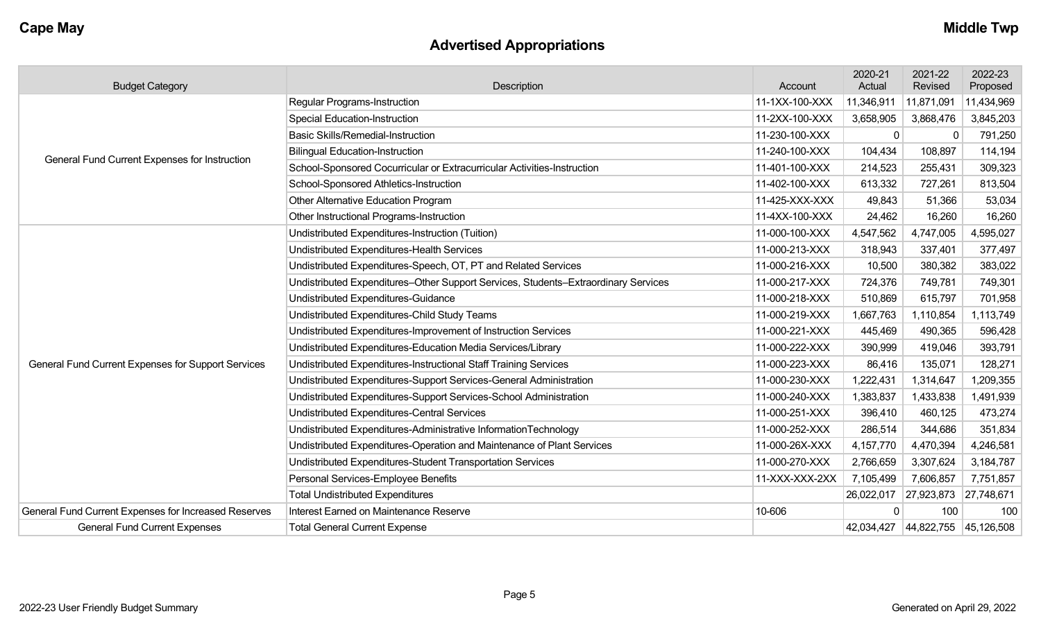**Cape May** **Middle Twp**

## Advertised Appropriations

| Budget Category | Description | Account | 2020-21 Actual | 2021-22 Revised | 2022-23 Proposed |
|---|---|---|---|---|---|
| General Fund Current Expenses for Instruction | Regular Programs-Instruction | 11-1XX-100-XXX | 11,346,911 | 11,871,091 | 11,434,969 |
| | Special Education-Instruction | 11-2XX-100-XXX | 3,658,905 | 3,868,476 | 3,845,203 |
| | Basic Skills/Remedial-Instruction | 11-230-100-XXX | 0 | 0 | 791,250 |
| | Bilingual Education-Instruction | 11-240-100-XXX | 104,434 | 108,897 | 114,194 |
| | School-Sponsored Cocurricular or Extracurricular Activities-Instruction | 11-401-100-XXX | 214,523 | 255,431 | 309,323 |
| | School-Sponsored Athletics-Instruction | 11-402-100-XXX | 613,332 | 727,261 | 813,504 |
| | Other Alternative Education Program | 11-425-XXX-XXX | 49,843 | 51,366 | 53,034 |
| | Other Instructional Programs-Instruction | 11-4XX-100-XXX | 24,462 | 16,260 | 16,260 |
| General Fund Current Expenses for Support Services | Undistributed Expenditures-Instruction (Tuition) | 11-000-100-XXX | 4,547,562 | 4,747,005 | 4,595,027 |
| | Undistributed Expenditures-Health Services | 11-000-213-XXX | 318,943 | 337,401 | 377,497 |
| | Undistributed Expenditures-Speech, OT, PT and Related Services | 11-000-216-XXX | 10,500 | 380,382 | 383,022 |
| | Undistributed Expenditures–Other Support Services, Students–Extraordinary Services | 11-000-217-XXX | 724,376 | 749,781 | 749,301 |
| | Undistributed Expenditures-Guidance | 11-000-218-XXX | 510,869 | 615,797 | 701,958 |
| | Undistributed Expenditures-Child Study Teams | 11-000-219-XXX | 1,667,763 | 1,110,854 | 1,113,749 |
| | Undistributed Expenditures-Improvement of Instruction Services | 11-000-221-XXX | 445,469 | 490,365 | 596,428 |
| | Undistributed Expenditures-Education Media Services/Library | 11-000-222-XXX | 390,999 | 419,046 | 393,791 |
| | Undistributed Expenditures-Instructional Staff Training Services | 11-000-223-XXX | 86,416 | 135,071 | 128,271 |
| | Undistributed Expenditures-Support Services-General Administration | 11-000-230-XXX | 1,222,431 | 1,314,647 | 1,209,355 |
| | Undistributed Expenditures-Support Services-School Administration | 11-000-240-XXX | 1,383,837 | 1,433,838 | 1,491,939 |
| | Undistributed Expenditures-Central Services | 11-000-251-XXX | 396,410 | 460,125 | 473,274 |
| | Undistributed Expenditures-Administrative InformationTechnology | 11-000-252-XXX | 286,514 | 344,686 | 351,834 |
| | Undistributed Expenditures-Operation and Maintenance of Plant Services | 11-000-26X-XXX | 4,157,770 | 4,470,394 | 4,246,581 |
| | Undistributed Expenditures-Student Transportation Services | 11-000-270-XXX | 2,766,659 | 3,307,624 | 3,184,787 |
| | Personal Services-Employee Benefits | 11-XXX-XXX-2XX | 7,105,499 | 7,606,857 | 7,751,857 |
| | Total Undistributed Expenditures | | 26,022,017 | 27,923,873 | 27,748,671 |
| General Fund Current Expenses for Increased Reserves | Interest Earned on Maintenance Reserve | 10-606 | 0 | 100 | 100 |
| General Fund Current Expenses | Total General Current Expense | | 42,034,427 | 44,822,755 | 45,126,508 |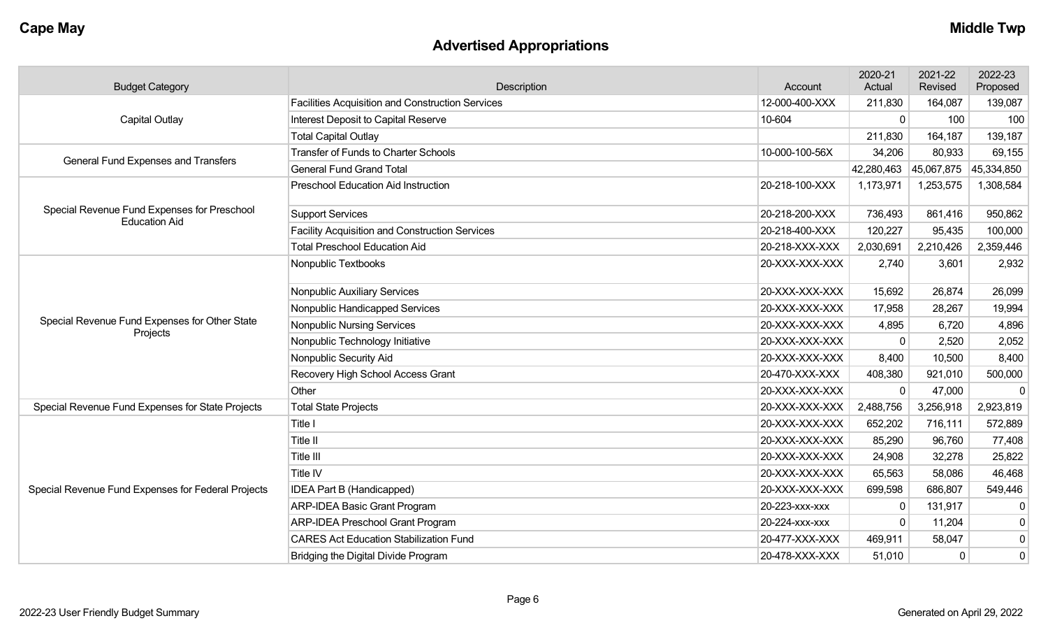## Advertised Appropriations

| Budget Category | Description | Account | 2020-21 Actual | 2021-22 Revised | 2022-23 Proposed |
|---|---|---|---|---|---|
| Capital Outlay | Facilities Acquisition and Construction Services | 12-000-400-XXX | 211,830 | 164,087 | 139,087 |
| | Interest Deposit to Capital Reserve | 10-604 | 0 | 100 | 100 |
| | Total Capital Outlay | | 211,830 | 164,187 | 139,187 |
| General Fund Expenses and Transfers | Transfer of Funds to Charter Schools | 10-000-100-56X | 34,206 | 80,933 | 69,155 |
| | General Fund Grand Total | | 42,280,463 | 45,067,875 | 45,334,850 |
| Special Revenue Fund Expenses for Preschool Education Aid | Preschool Education Aid Instruction | 20-218-100-XXX | 1,173,971 | 1,253,575 | 1,308,584 |
| | Support Services | 20-218-200-XXX | 736,493 | 861,416 | 950,862 |
| | Facility Acquisition and Construction Services | 20-218-400-XXX | 120,227 | 95,435 | 100,000 |
| | Total Preschool Education Aid | 20-218-XXX-XXX | 2,030,691 | 2,210,426 | 2,359,446 |
| Special Revenue Fund Expenses for Other State Projects | Nonpublic Textbooks | 20-XXX-XXX-XXX | 2,740 | 3,601 | 2,932 |
| | Nonpublic Auxiliary Services | 20-XXX-XXX-XXX | 15,692 | 26,874 | 26,099 |
| | Nonpublic Handicapped Services | 20-XXX-XXX-XXX | 17,958 | 28,267 | 19,994 |
| | Nonpublic Nursing Services | 20-XXX-XXX-XXX | 4,895 | 6,720 | 4,896 |
| | Nonpublic Technology Initiative | 20-XXX-XXX-XXX | 0 | 2,520 | 2,052 |
| | Nonpublic Security Aid | 20-XXX-XXX-XXX | 8,400 | 10,500 | 8,400 |
| | Recovery High School Access Grant | 20-470-XXX-XXX | 408,380 | 921,010 | 500,000 |
| | Other | 20-XXX-XXX-XXX | 0 | 47,000 | 0 |
| Special Revenue Fund Expenses for State Projects | Total State Projects | 20-XXX-XXX-XXX | 2,488,756 | 3,256,918 | 2,923,819 |
| Special Revenue Fund Expenses for Federal Projects | Title I | 20-XXX-XXX-XXX | 652,202 | 716,111 | 572,889 |
| | Title II | 20-XXX-XXX-XXX | 85,290 | 96,760 | 77,408 |
| | Title III | 20-XXX-XXX-XXX | 24,908 | 32,278 | 25,822 |
| | Title IV | 20-XXX-XXX-XXX | 65,563 | 58,086 | 46,468 |
| | IDEA Part B (Handicapped) | 20-XXX-XXX-XXX | 699,598 | 686,807 | 549,446 |
| | ARP-IDEA Basic Grant Program | 20-223-xxx-xxx | 0 | 131,917 | 0 |
| | ARP-IDEA Preschool Grant Program | 20-224-xxx-xxx | 0 | 11,204 | 0 |
| | CARES Act Education Stabilization Fund | 20-477-XXX-XXX | 469,911 | 58,047 | 0 |
| | Bridging the Digital Divide Program | 20-478-XXX-XXX | 51,010 | 0 | 0 |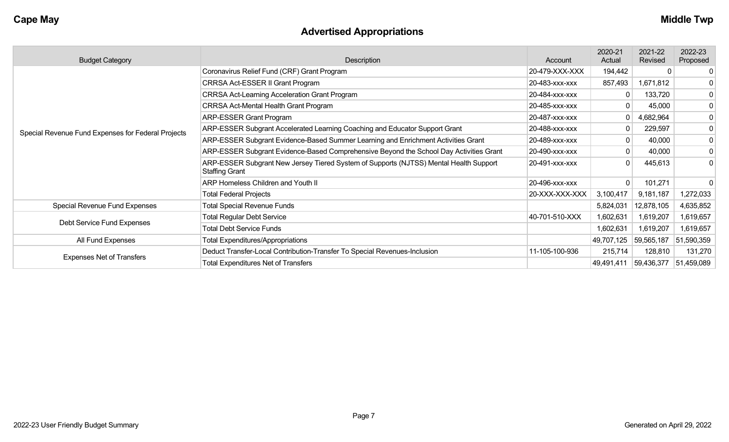## Advertised Appropriations

| Budget Category | Description | Account | 2020-21 Actual | 2021-22 Revised | 2022-23 Proposed |
|---|---|---|---|---|---|
| Special Revenue Fund Expenses for Federal Projects | Coronavirus Relief Fund (CRF) Grant Program | 20-479-XXX-XXX | 194,442 | 0 | 0 |
| | CRRSA Act-ESSER II Grant Program | 20-483-xxx-xxx | 857,493 | 1,671,812 | 0 |
| | CRRSA Act-Learning Acceleration Grant Program | 20-484-xxx-xxx | 0 | 133,720 | 0 |
| | CRRSA Act-Mental Health Grant Program | 20-485-xxx-xxx | 0 | 45,000 | 0 |
| | ARP-ESSER Grant Program | 20-487-xxx-xxx | 0 | 4,682,964 | 0 |
| | ARP-ESSER Subgrant Accelerated Learning Coaching and Educator Support Grant | 20-488-xxx-xxx | 0 | 229,597 | 0 |
| | ARP-ESSER Subgrant Evidence-Based Summer Learning and Enrichment Activities Grant | 20-489-xxx-xxx | 0 | 40,000 | 0 |
| | ARP-ESSER Subgrant Evidence-Based Comprehensive Beyond the School Day Activities Grant | 20-490-xxx-xxx | 0 | 40,000 | 0 |
| | ARP-ESSER Subgrant New Jersey Tiered System of Supports (NJTSS) Mental Health Support Staffing Grant | 20-491-xxx-xxx | 0 | 445,613 | 0 |
| | ARP Homeless Children and Youth II | 20-496-xxx-xxx | 0 | 101,271 | 0 |
| | Total Federal Projects | 20-XXX-XXX-XXX | 3,100,417 | 9,181,187 | 1,272,033 |
| Special Revenue Fund Expenses | Total Special Revenue Funds | | 5,824,031 | 12,878,105 | 4,635,852 |
| Debt Service Fund Expenses | Total Regular Debt Service | 40-701-510-XXX | 1,602,631 | 1,619,207 | 1,619,657 |
| | Total Debt Service Funds | | 1,602,631 | 1,619,207 | 1,619,657 |
| All Fund Expenses | Total Expenditures/Appropriations | | 49,707,125 | 59,565,187 | 51,590,359 |
| Expenses Net of Transfers | Deduct Transfer-Local Contribution-Transfer To Special Revenues-Inclusion | 11-105-100-936 | 215,714 | 128,810 | 131,270 |
| | Total Expenditures Net of Transfers | | 49,491,411 | 59,436,377 | 51,459,089 |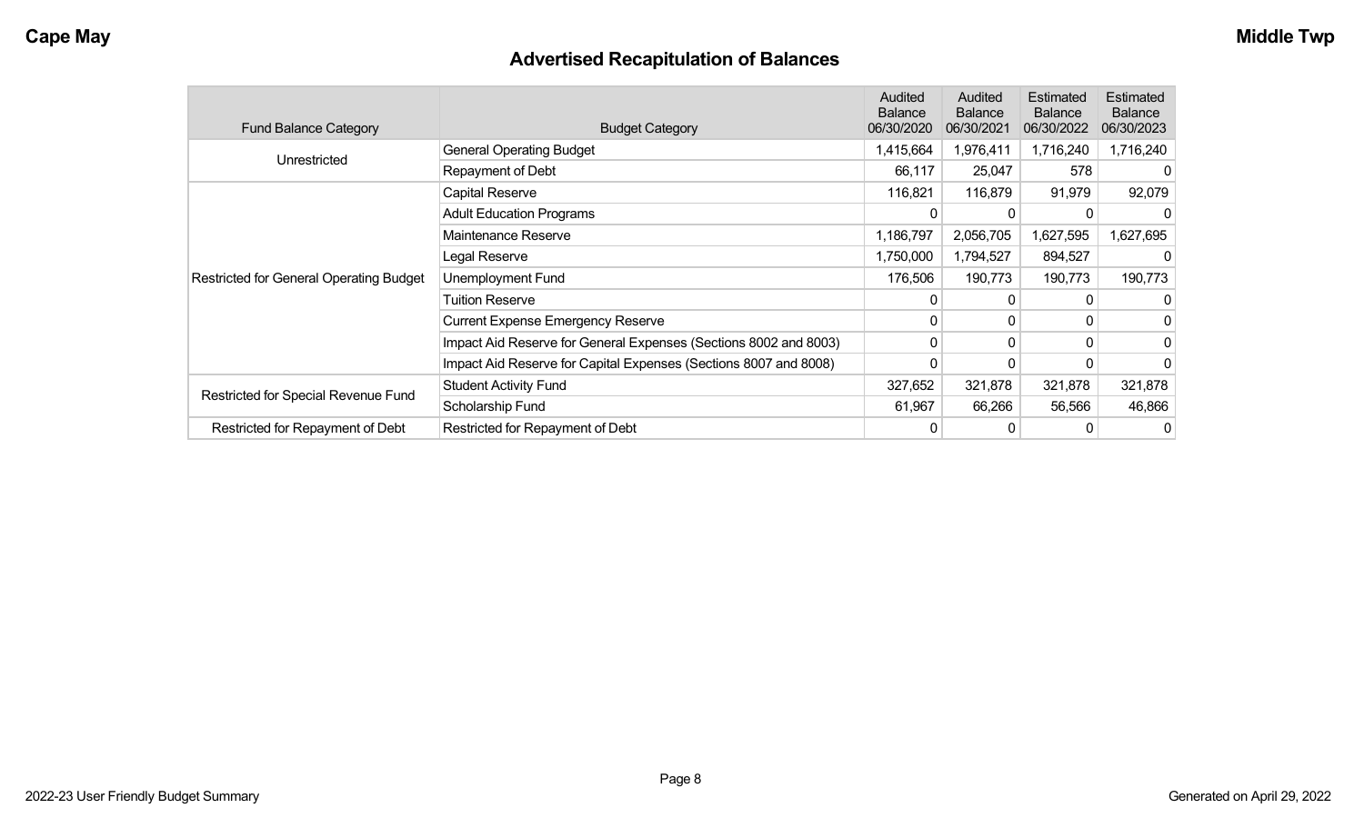## Advertised Recapitulation of Balances

| Fund Balance Category | Budget Category | Audited Balance 06/30/2020 | Audited Balance 06/30/2021 | Estimated Balance 06/30/2022 | Estimated Balance 06/30/2023 |
|---|---|---|---|---|---|
| Unrestricted | General Operating Budget | 1,415,664 | 1,976,411 | 1,716,240 | 1,716,240 |
| | Repayment of Debt | 66,117 | 25,047 | 578 | 0 |
| Restricted for General Operating Budget | Capital Reserve | 116,821 | 116,879 | 91,979 | 92,079 |
| | Adult Education Programs | 0 | 0 | 0 | 0 |
| | Maintenance Reserve | 1,186,797 | 2,056,705 | 1,627,595 | 1,627,695 |
| | Legal Reserve | 1,750,000 | 1,794,527 | 894,527 | 0 |
| | Unemployment Fund | 176,506 | 190,773 | 190,773 | 190,773 |
| | Tuition Reserve | 0 | 0 | 0 | 0 |
| | Current Expense Emergency Reserve | 0 | 0 | 0 | 0 |
| | Impact Aid Reserve for General Expenses (Sections 8002 and 8003) | 0 | 0 | 0 | 0 |
| | Impact Aid Reserve for Capital Expenses (Sections 8007 and 8008) | 0 | 0 | 0 | 0 |
| Restricted for Special Revenue Fund | Student Activity Fund | 327,652 | 321,878 | 321,878 | 321,878 |
| | Scholarship Fund | 61,967 | 66,266 | 56,566 | 46,866 |
| Restricted for Repayment of Debt | Restricted for Repayment of Debt | 0 | 0 | 0 | 0 |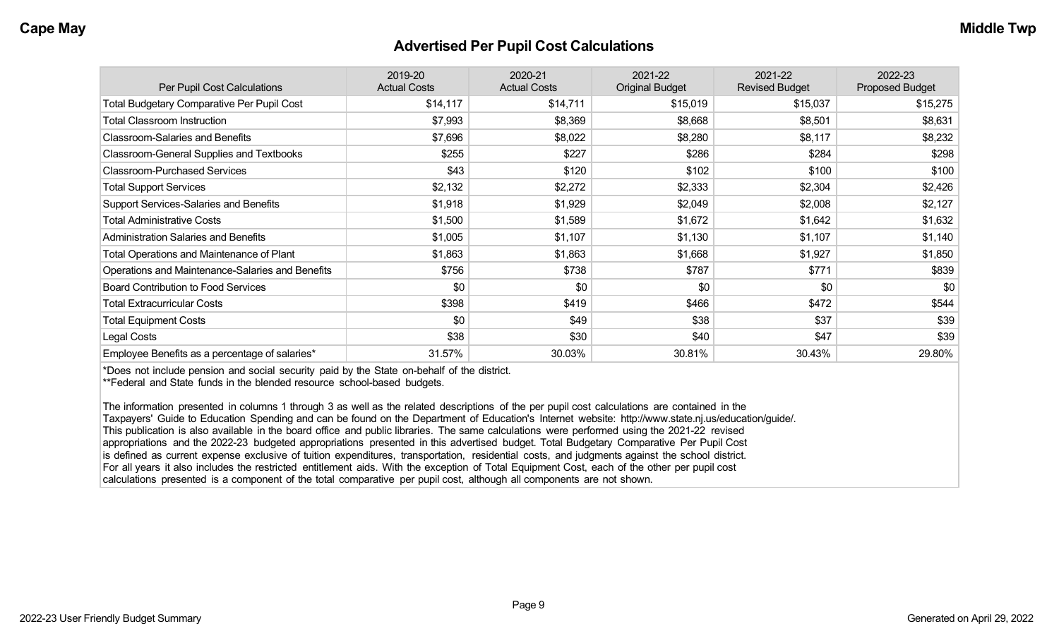## Advertised Per Pupil Cost Calculations

| Per Pupil Cost Calculations | 2019-20 Actual Costs | 2020-21 Actual Costs | 2021-22 Original Budget | 2021-22 Revised Budget | 2022-23 Proposed Budget |
|---|---|---|---|---|---|
| Total Budgetary Comparative Per Pupil Cost | $14,117 | $14,711 | $15,019 | $15,037 | $15,275 |
| Total Classroom Instruction | $7,993 | $8,369 | $8,668 | $8,501 | $8,631 |
| Classroom-Salaries and Benefits | $7,696 | $8,022 | $8,280 | $8,117 | $8,232 |
| Classroom-General Supplies and Textbooks | $255 | $227 | $286 | $284 | $298 |
| Classroom-Purchased Services | $43 | $120 | $102 | $100 | $100 |
| Total Support Services | $2,132 | $2,272 | $2,333 | $2,304 | $2,426 |
| Support Services-Salaries and Benefits | $1,918 | $1,929 | $2,049 | $2,008 | $2,127 |
| Total Administrative Costs | $1,500 | $1,589 | $1,672 | $1,642 | $1,632 |
| Administration Salaries and Benefits | $1,005 | $1,107 | $1,130 | $1,107 | $1,140 |
| Total Operations and Maintenance of Plant | $1,863 | $1,863 | $1,668 | $1,927 | $1,850 |
| Operations and Maintenance-Salaries and Benefits | $756 | $738 | $787 | $771 | $839 |
| Board Contribution to Food Services | $0 | $0 | $0 | $0 | $0 |
| Total Extracurricular Costs | $398 | $419 | $466 | $472 | $544 |
| Total Equipment Costs | $0 | $49 | $38 | $37 | $39 |
| Legal Costs | $38 | $30 | $40 | $47 | $39 |
| Employee Benefits as a percentage of salaries* | 31.57% | 30.03% | 30.81% | 30.43% | 29.80% |

*Does not include pension and social security paid by the State on-behalf of the district.
**Federal and State funds in the blended resource school-based budgets.

The information presented in columns 1 through 3 as well as the related descriptions of the per pupil cost calculations are contained in the Taxpayers' Guide to Education Spending and can be found on the Department of Education's Internet website: http://www.state.nj.us/education/guide/. This publication is also available in the board office and public libraries. The same calculations were performed using the 2021-22 revised appropriations and the 2022-23 budgeted appropriations presented in this advertised budget. Total Budgetary Comparative Per Pupil Cost is defined as current expense exclusive of tuition expenditures, transportation, residential costs, and judgments against the school district. For all years it also includes the restricted entitlement aids. With the exception of Total Equipment Cost, each of the other per pupil cost calculations presented is a component of the total comparative per pupil cost, although all components are not shown.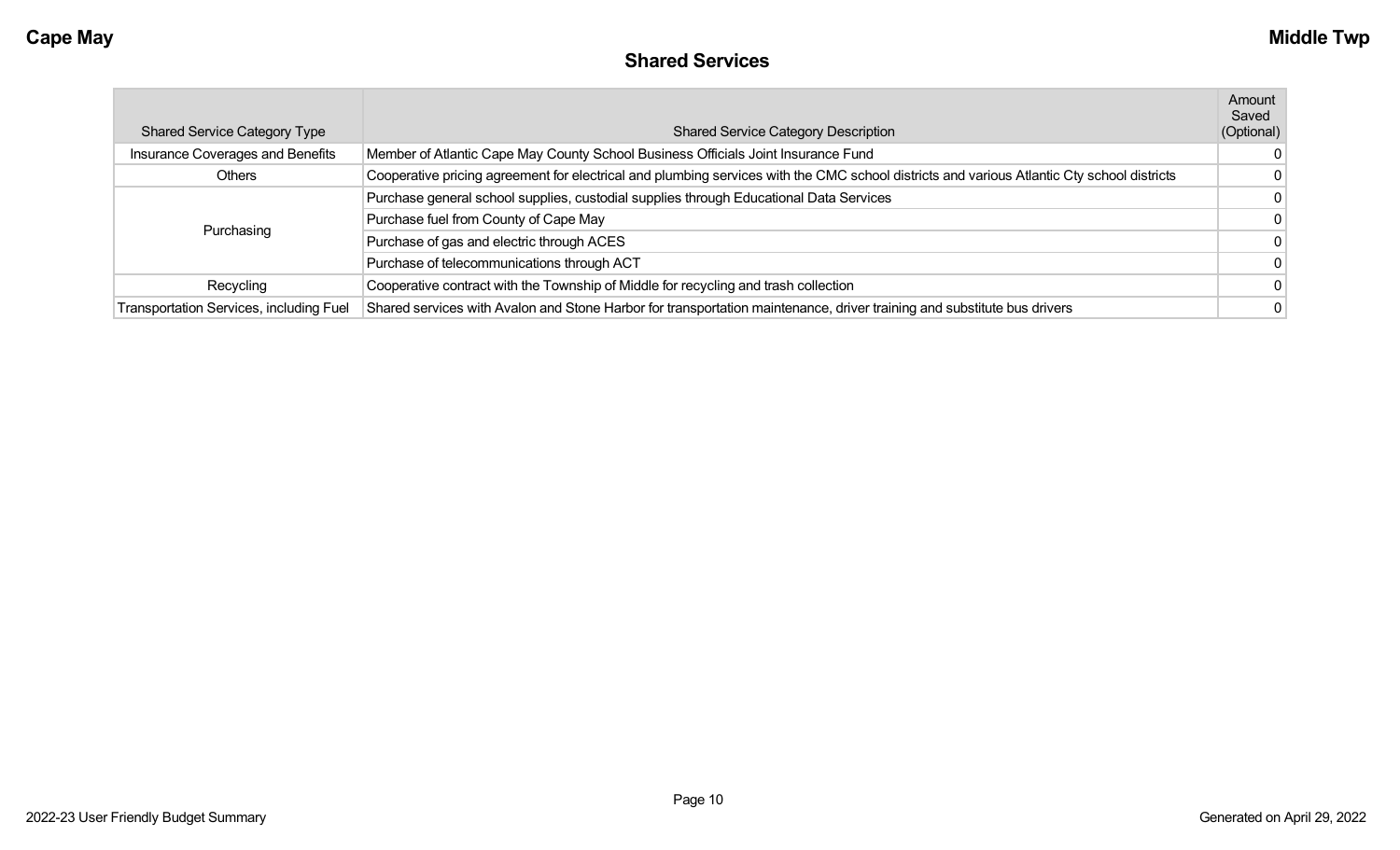## Shared Services

| Shared Service Category Type | Shared Service Category Description | Amount Saved (Optional) |
|---|---|---|
| Insurance Coverages and Benefits | Member of Atlantic Cape May County School Business Officials Joint Insurance Fund | 0 |
| Others | Cooperative pricing agreement for electrical and plumbing services with the CMC school districts and various Atlantic Cty school districts | 0 |
| Purchasing | Purchase general school supplies, custodial supplies through Educational Data Services | 0 |
| | Purchase fuel from County of Cape May | 0 |
| | Purchase of gas and electric through ACES | 0 |
| | Purchase of telecommunications through ACT | 0 |
| Recycling | Cooperative contract with the Township of Middle for recycling and trash collection | 0 |
| Transportation Services, including Fuel | Shared services with Avalon and Stone Harbor for transportation maintenance, driver training and substitute bus drivers | 0 |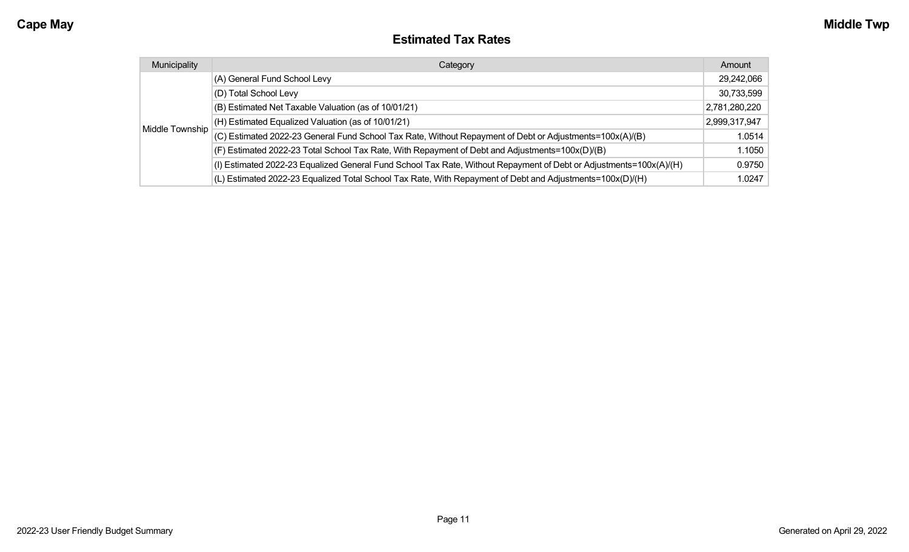## Estimated Tax Rates

| Municipality | Category | Amount |
| --- | --- | --- |
| Middle Township | (A) General Fund School Levy | 29,242,066 |
| | (D) Total School Levy | 30,733,599 |
| | (B) Estimated Net Taxable Valuation (as of 10/01/21) | 2,781,280,220 |
| | (H) Estimated Equalized Valuation (as of 10/01/21) | 2,999,317,947 |
| | (C) Estimated 2022-23 General Fund School Tax Rate, Without Repayment of Debt or Adjustments=100x(A)/(B) | 1.0514 |
| | (F) Estimated 2022-23 Total School Tax Rate, With Repayment of Debt and Adjustments=100x(D)/(B) | 1.1050 |
| | (I) Estimated 2022-23 Equalized General Fund School Tax Rate, Without Repayment of Debt or Adjustments=100x(A)/(H) | 0.9750 |
| | (L) Estimated 2022-23 Equalized Total School Tax Rate, With Repayment of Debt and Adjustments=100x(D)/(H) | 1.0247 |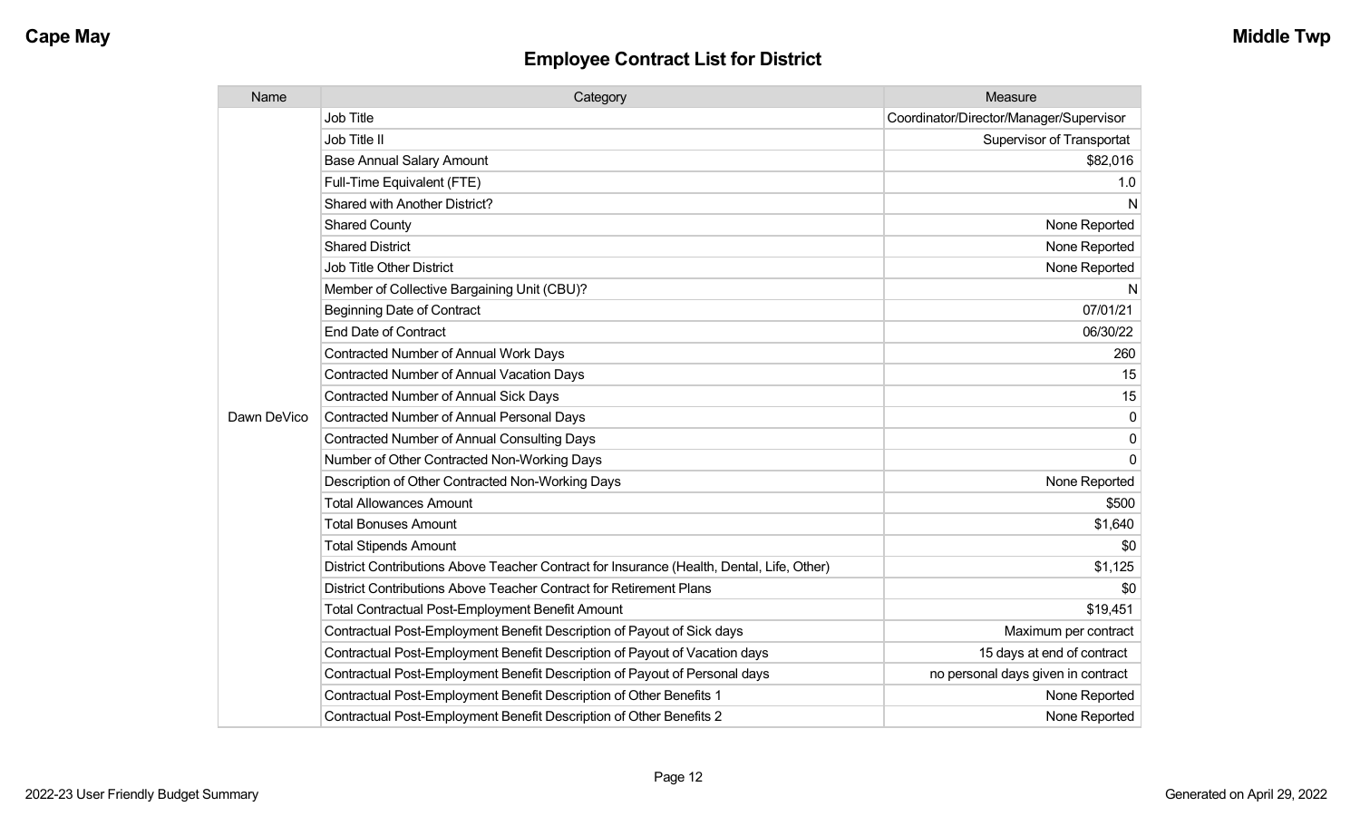## Employee Contract List for District

| Name | Category | Measure |
|---|---|---|
| Dawn DeVico | Job Title | Coordinator/Director/Manager/Supervisor |
| | Job Title II | Supervisor of Transportat |
| | Base Annual Salary Amount | $82,016 |
| | Full-Time Equivalent (FTE) | 1.0 |
| | Shared with Another District? | N |
| | Shared County | None Reported |
| | Shared District | None Reported |
| | Job Title Other District | None Reported |
| | Member of Collective Bargaining Unit (CBU)? | N |
| | Beginning Date of Contract | 07/01/21 |
| | End Date of Contract | 06/30/22 |
| | Contracted Number of Annual Work Days | 260 |
| | Contracted Number of Annual Vacation Days | 15 |
| | Contracted Number of Annual Sick Days | 15 |
| | Contracted Number of Annual Personal Days | 0 |
| | Contracted Number of Annual Consulting Days | 0 |
| | Number of Other Contracted Non-Working Days | 0 |
| | Description of Other Contracted Non-Working Days | None Reported |
| | Total Allowances Amount | $500 |
| | Total Bonuses Amount | $1,640 |
| | Total Stipends Amount | $0 |
| | District Contributions Above Teacher Contract for Insurance (Health, Dental, Life, Other) | $1,125 |
| | District Contributions Above Teacher Contract for Retirement Plans | $0 |
| | Total Contractual Post-Employment Benefit Amount | $19,451 |
| | Contractual Post-Employment Benefit Description of Payout of Sick days | Maximum per contract |
| | Contractual Post-Employment Benefit Description of Payout of Vacation days | 15 days at end of contract |
| | Contractual Post-Employment Benefit Description of Payout of Personal days | no personal days given in contract |
| | Contractual Post-Employment Benefit Description of Other Benefits 1 | None Reported |
| | Contractual Post-Employment Benefit Description of Other Benefits 2 | None Reported |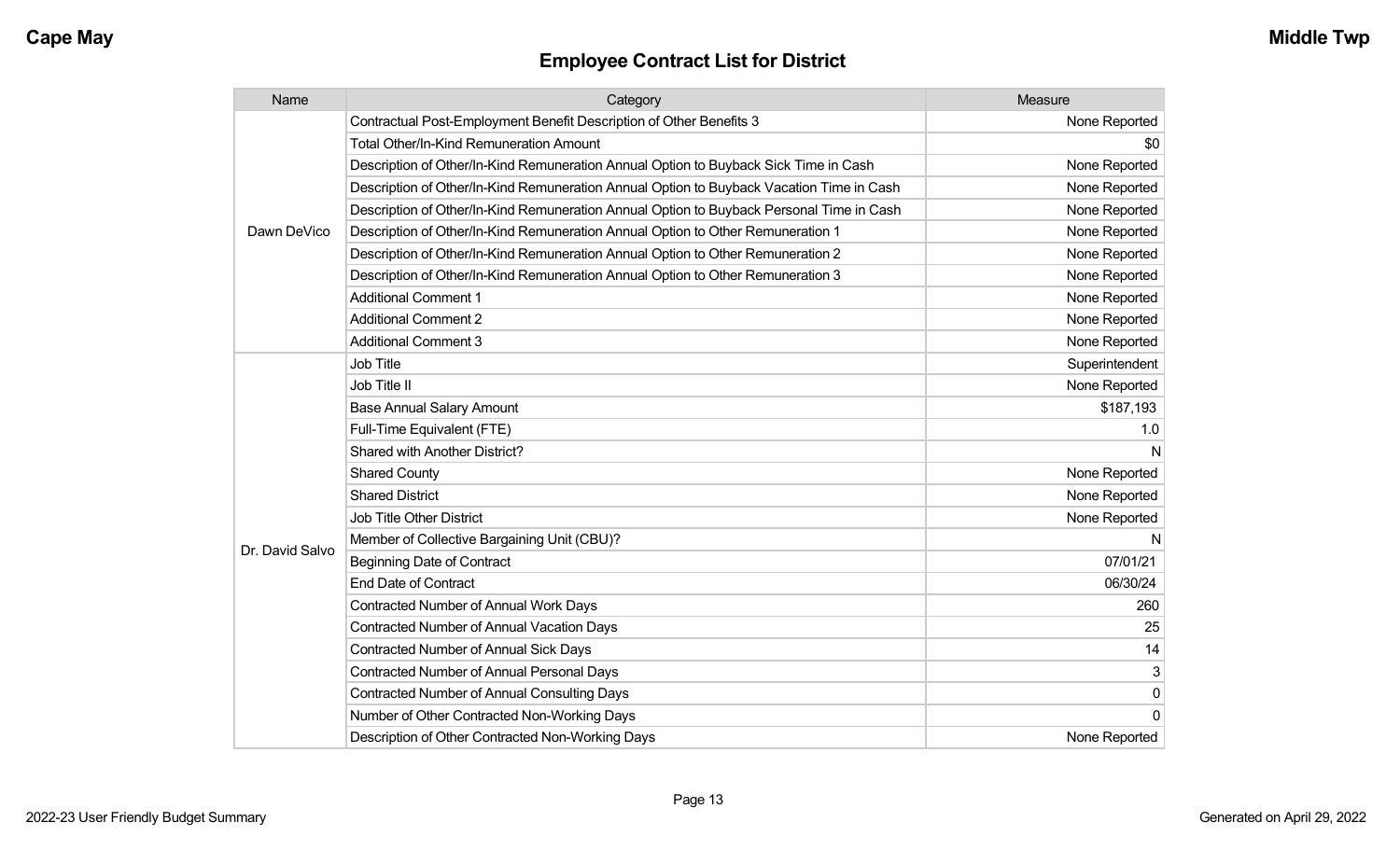## Employee Contract List for District

| Name | Category | Measure |
|---|---|---|
| Dawn DeVico | Contractual Post-Employment Benefit Description of Other Benefits 3 | None Reported |
| | Total Other/In-Kind Remuneration Amount | $0 |
| | Description of Other/In-Kind Remuneration Annual Option to Buyback Sick Time in Cash | None Reported |
| | Description of Other/In-Kind Remuneration Annual Option to Buyback Vacation Time in Cash | None Reported |
| | Description of Other/In-Kind Remuneration Annual Option to Buyback Personal Time in Cash | None Reported |
| | Description of Other/In-Kind Remuneration Annual Option to Other Remuneration 1 | None Reported |
| | Description of Other/In-Kind Remuneration Annual Option to Other Remuneration 2 | None Reported |
| | Description of Other/In-Kind Remuneration Annual Option to Other Remuneration 3 | None Reported |
| | Additional Comment 1 | None Reported |
| | Additional Comment 2 | None Reported |
| | Additional Comment 3 | None Reported |
| Dr. David Salvo | Job Title | Superintendent |
| | Job Title II | None Reported |
| | Base Annual Salary Amount | $187,193 |
| | Full-Time Equivalent (FTE) | 1.0 |
| | Shared with Another District? | N |
| | Shared County | None Reported |
| | Shared District | None Reported |
| | Job Title Other District | None Reported |
| | Member of Collective Bargaining Unit (CBU)? | N |
| | Beginning Date of Contract | 07/01/21 |
| | End Date of Contract | 06/30/24 |
| | Contracted Number of Annual Work Days | 260 |
| | Contracted Number of Annual Vacation Days | 25 |
| | Contracted Number of Annual Sick Days | 14 |
| | Contracted Number of Annual Personal Days | 3 |
| | Contracted Number of Annual Consulting Days | 0 |
| | Number of Other Contracted Non-Working Days | 0 |
| | Description of Other Contracted Non-Working Days | None Reported |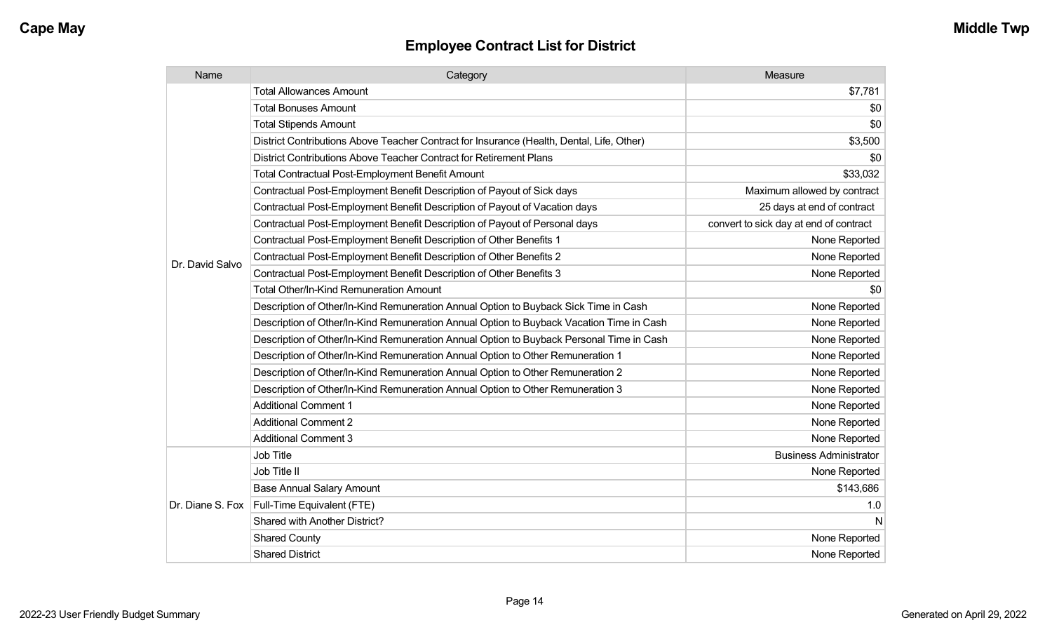## Employee Contract List for District

| Name | Category | Measure |
|---|---|---|
| Dr. David Salvo | Total Allowances Amount | $7,781 |
| | Total Bonuses Amount | $0 |
| | Total Stipends Amount | $0 |
| | District Contributions Above Teacher Contract for Insurance (Health, Dental, Life, Other) | $3,500 |
| | District Contributions Above Teacher Contract for Retirement Plans | $0 |
| | Total Contractual Post-Employment Benefit Amount | $33,032 |
| | Contractual Post-Employment Benefit Description of Payout of Sick days | Maximum allowed by contract |
| | Contractual Post-Employment Benefit Description of Payout of Vacation days | 25 days at end of contract |
| | Contractual Post-Employment Benefit Description of Payout of Personal days | convert to sick day at end of contract |
| | Contractual Post-Employment Benefit Description of Other Benefits 1 | None Reported |
| | Contractual Post-Employment Benefit Description of Other Benefits 2 | None Reported |
| | Contractual Post-Employment Benefit Description of Other Benefits 3 | None Reported |
| | Total Other/In-Kind Remuneration Amount | $0 |
| | Description of Other/In-Kind Remuneration Annual Option to Buyback Sick Time in Cash | None Reported |
| | Description of Other/In-Kind Remuneration Annual Option to Buyback Vacation Time in Cash | None Reported |
| | Description of Other/In-Kind Remuneration Annual Option to Buyback Personal Time in Cash | None Reported |
| | Description of Other/In-Kind Remuneration Annual Option to Other Remuneration 1 | None Reported |
| | Description of Other/In-Kind Remuneration Annual Option to Other Remuneration 2 | None Reported |
| | Description of Other/In-Kind Remuneration Annual Option to Other Remuneration 3 | None Reported |
| | Additional Comment 1 | None Reported |
| | Additional Comment 2 | None Reported |
| | Additional Comment 3 | None Reported |
| Dr. Diane S. Fox | Job Title | Business Administrator |
| | Job Title II | None Reported |
| | Base Annual Salary Amount | $143,686 |
| | Full-Time Equivalent (FTE) | 1.0 |
| | Shared with Another District? | N |
| | Shared County | None Reported |
| | Shared District | None Reported |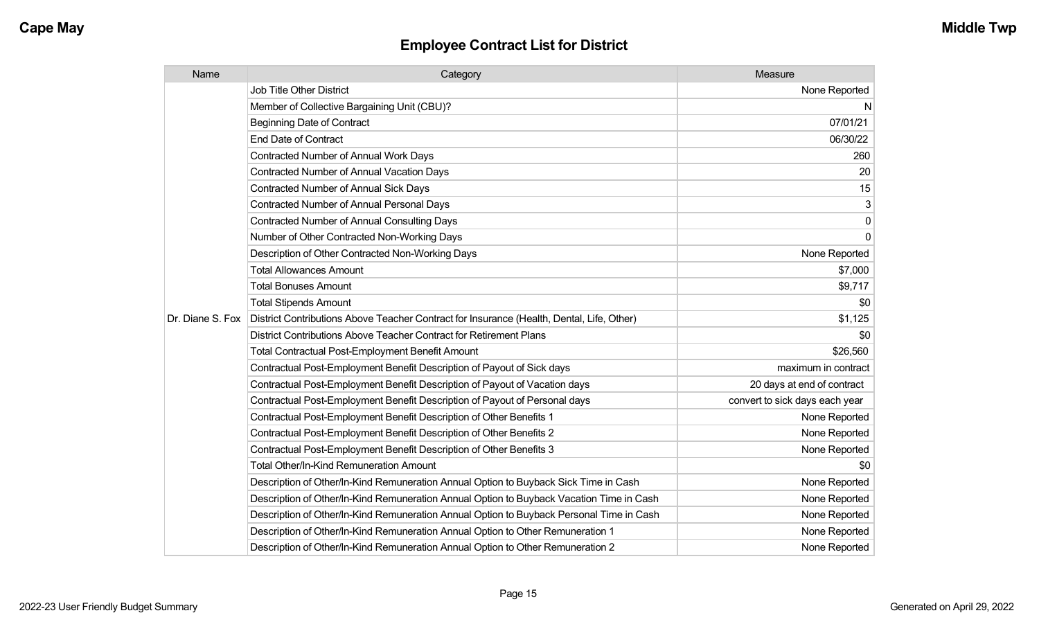## Employee Contract List for District

| Name | Category | Measure |
|---|---|---|
| Dr. Diane S. Fox | Job Title Other District | None Reported |
| | Member of Collective Bargaining Unit (CBU)? | N |
| | Beginning Date of Contract | 07/01/21 |
| | End Date of Contract | 06/30/22 |
| | Contracted Number of Annual Work Days | 260 |
| | Contracted Number of Annual Vacation Days | 20 |
| | Contracted Number of Annual Sick Days | 15 |
| | Contracted Number of Annual Personal Days | 3 |
| | Contracted Number of Annual Consulting Days | 0 |
| | Number of Other Contracted Non-Working Days | 0 |
| | Description of Other Contracted Non-Working Days | None Reported |
| | Total Allowances Amount | $7,000 |
| | Total Bonuses Amount | $9,717 |
| | Total Stipends Amount | $0 |
| | District Contributions Above Teacher Contract for Insurance (Health, Dental, Life, Other) | $1,125 |
| | District Contributions Above Teacher Contract for Retirement Plans | $0 |
| | Total Contractual Post-Employment Benefit Amount | $26,560 |
| | Contractual Post-Employment Benefit Description of Payout of Sick days | maximum in contract |
| | Contractual Post-Employment Benefit Description of Payout of Vacation days | 20 days at end of contract |
| | Contractual Post-Employment Benefit Description of Payout of Personal days | convert to sick days each year |
| | Contractual Post-Employment Benefit Description of Other Benefits 1 | None Reported |
| | Contractual Post-Employment Benefit Description of Other Benefits 2 | None Reported |
| | Contractual Post-Employment Benefit Description of Other Benefits 3 | None Reported |
| | Total Other/In-Kind Remuneration Amount | $0 |
| | Description of Other/In-Kind Remuneration Annual Option to Buyback Sick Time in Cash | None Reported |
| | Description of Other/In-Kind Remuneration Annual Option to Buyback Vacation Time in Cash | None Reported |
| | Description of Other/In-Kind Remuneration Annual Option to Buyback Personal Time in Cash | None Reported |
| | Description of Other/In-Kind Remuneration Annual Option to Other Remuneration 1 | None Reported |
| | Description of Other/In-Kind Remuneration Annual Option to Other Remuneration 2 | None Reported |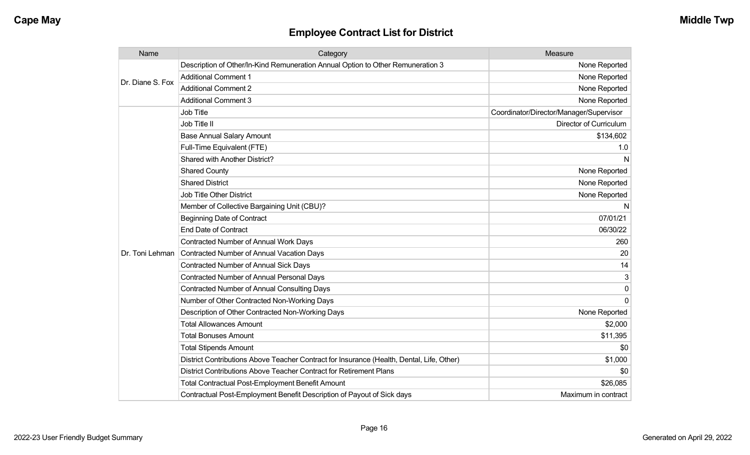## Employee Contract List for District

| Name | Category | Measure |
|---|---|---|
| Dr. Diane S. Fox | Description of Other/In-Kind Remuneration Annual Option to Other Remuneration 3 | None Reported |
| | Additional Comment 1 | None Reported |
| | Additional Comment 2 | None Reported |
| | Additional Comment 3 | None Reported |
| Dr. Toni Lehman | Job Title | Coordinator/Director/Manager/Supervisor |
| | Job Title II | Director of Curriculum |
| | Base Annual Salary Amount | $134,602 |
| | Full-Time Equivalent (FTE) | 1.0 |
| | Shared with Another District? | N |
| | Shared County | None Reported |
| | Shared District | None Reported |
| | Job Title Other District | None Reported |
| | Member of Collective Bargaining Unit (CBU)? | N |
| | Beginning Date of Contract | 07/01/21 |
| | End Date of Contract | 06/30/22 |
| | Contracted Number of Annual Work Days | 260 |
| | Contracted Number of Annual Vacation Days | 20 |
| | Contracted Number of Annual Sick Days | 14 |
| | Contracted Number of Annual Personal Days | 3 |
| | Contracted Number of Annual Consulting Days | 0 |
| | Number of Other Contracted Non-Working Days | 0 |
| | Description of Other Contracted Non-Working Days | None Reported |
| | Total Allowances Amount | $2,000 |
| | Total Bonuses Amount | $11,395 |
| | Total Stipends Amount | $0 |
| | District Contributions Above Teacher Contract for Insurance (Health, Dental, Life, Other) | $1,000 |
| | District Contributions Above Teacher Contract for Retirement Plans | $0 |
| | Total Contractual Post-Employment Benefit Amount | $26,085 |
| | Contractual Post-Employment Benefit Description of Payout of Sick days | Maximum in contract |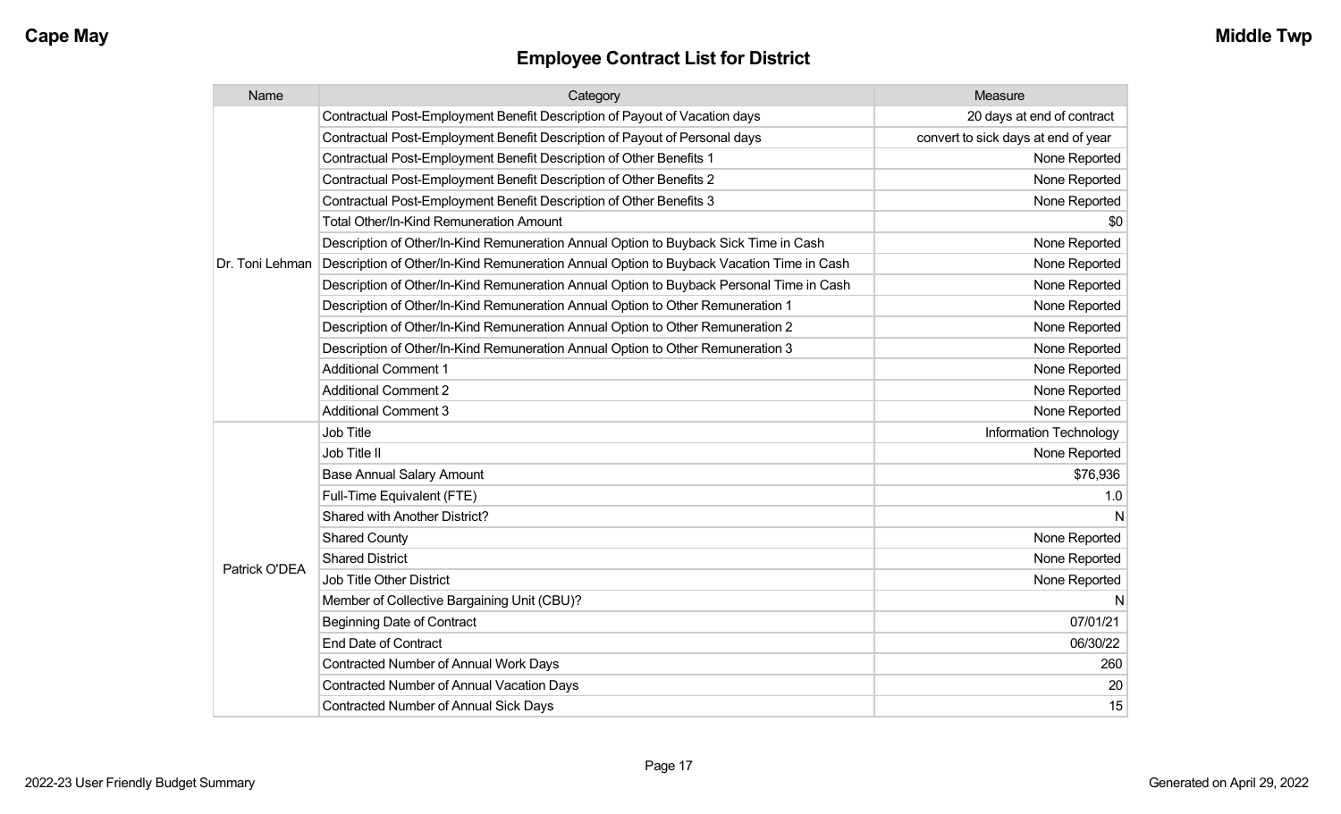## Employee Contract List for District

| Name | Category | Measure |
|---|---|---|
| Dr. Toni Lehman | Contractual Post-Employment Benefit Description of Payout of Vacation days | 20 days at end of contract |
| | Contractual Post-Employment Benefit Description of Payout of Personal days | convert to sick days at end of year |
| | Contractual Post-Employment Benefit Description of Other Benefits 1 | None Reported |
| | Contractual Post-Employment Benefit Description of Other Benefits 2 | None Reported |
| | Contractual Post-Employment Benefit Description of Other Benefits 3 | None Reported |
| | Total Other/In-Kind Remuneration Amount | $0 |
| | Description of Other/In-Kind Remuneration Annual Option to Buyback Sick Time in Cash | None Reported |
| | Description of Other/In-Kind Remuneration Annual Option to Buyback Vacation Time in Cash | None Reported |
| | Description of Other/In-Kind Remuneration Annual Option to Buyback Personal Time in Cash | None Reported |
| | Description of Other/In-Kind Remuneration Annual Option to Other Remuneration 1 | None Reported |
| | Description of Other/In-Kind Remuneration Annual Option to Other Remuneration 2 | None Reported |
| | Description of Other/In-Kind Remuneration Annual Option to Other Remuneration 3 | None Reported |
| | Additional Comment 1 | None Reported |
| | Additional Comment 2 | None Reported |
| | Additional Comment 3 | None Reported |
| Patrick O'DEA | Job Title | Information Technology |
| | Job Title II | None Reported |
| | Base Annual Salary Amount | $76,936 |
| | Full-Time Equivalent (FTE) | 1.0 |
| | Shared with Another District? | N |
| | Shared County | None Reported |
| | Shared District | None Reported |
| | Job Title Other District | None Reported |
| | Member of Collective Bargaining Unit (CBU)? | N |
| | Beginning Date of Contract | 07/01/21 |
| | End Date of Contract | 06/30/22 |
| | Contracted Number of Annual Work Days | 260 |
| | Contracted Number of Annual Vacation Days | 20 |
| | Contracted Number of Annual Sick Days | 15 |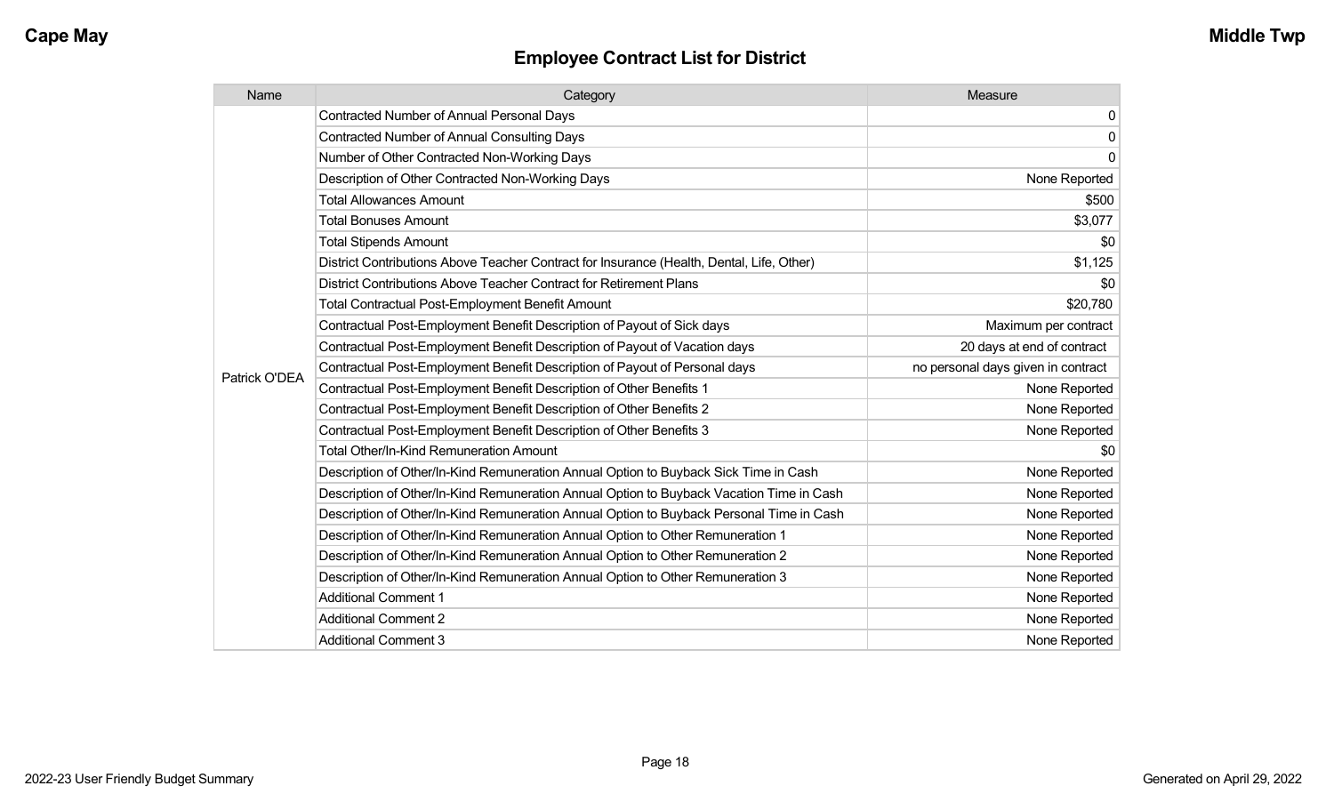## Employee Contract List for District

| Name | Category | Measure |
|---|---|---|
| Patrick O'DEA | Contracted Number of Annual Personal Days | 0 |
| | Contracted Number of Annual Consulting Days | 0 |
| | Number of Other Contracted Non-Working Days | 0 |
| | Description of Other Contracted Non-Working Days | None Reported |
| | Total Allowances Amount | $500 |
| | Total Bonuses Amount | $3,077 |
| | Total Stipends Amount | $0 |
| | District Contributions Above Teacher Contract for Insurance (Health, Dental, Life, Other) | $1,125 |
| | District Contributions Above Teacher Contract for Retirement Plans | $0 |
| | Total Contractual Post-Employment Benefit Amount | $20,780 |
| | Contractual Post-Employment Benefit Description of Payout of Sick days | Maximum per contract |
| | Contractual Post-Employment Benefit Description of Payout of Vacation days | 20 days at end of contract |
| | Contractual Post-Employment Benefit Description of Payout of Personal days | no personal days given in contract |
| | Contractual Post-Employment Benefit Description of Other Benefits 1 | None Reported |
| | Contractual Post-Employment Benefit Description of Other Benefits 2 | None Reported |
| | Contractual Post-Employment Benefit Description of Other Benefits 3 | None Reported |
| | Total Other/In-Kind Remuneration Amount | $0 |
| | Description of Other/In-Kind Remuneration Annual Option to Buyback Sick Time in Cash | None Reported |
| | Description of Other/In-Kind Remuneration Annual Option to Buyback Vacation Time in Cash | None Reported |
| | Description of Other/In-Kind Remuneration Annual Option to Buyback Personal Time in Cash | None Reported |
| | Description of Other/In-Kind Remuneration Annual Option to Other Remuneration 1 | None Reported |
| | Description of Other/In-Kind Remuneration Annual Option to Other Remuneration 2 | None Reported |
| | Description of Other/In-Kind Remuneration Annual Option to Other Remuneration 3 | None Reported |
| | Additional Comment 1 | None Reported |
| | Additional Comment 2 | None Reported |
| | Additional Comment 3 | None Reported |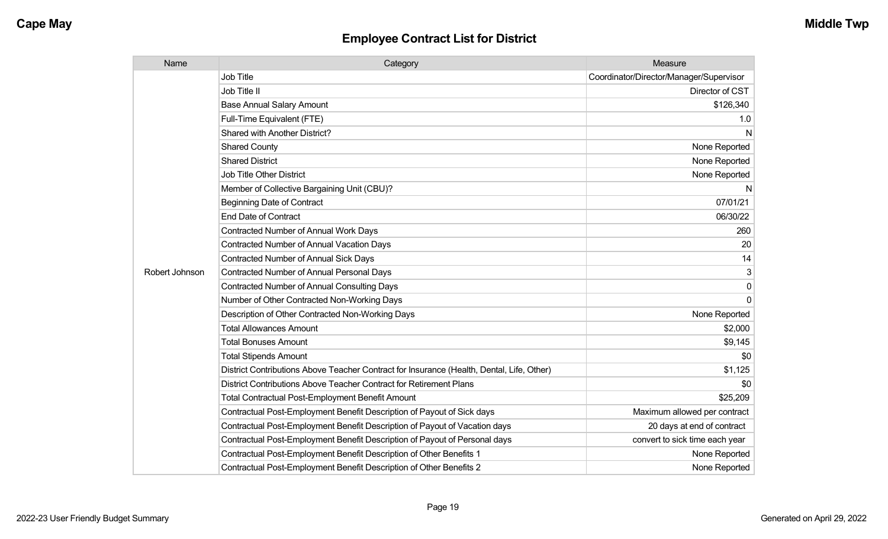## Employee Contract List for District

| Name | Category | Measure |
|---|---|---|
| Robert Johnson | Job Title | Coordinator/Director/Manager/Supervisor |
| | Job Title II | Director of CST |
| | Base Annual Salary Amount | $126,340 |
| | Full-Time Equivalent (FTE) | 1.0 |
| | Shared with Another District? | N |
| | Shared County | None Reported |
| | Shared District | None Reported |
| | Job Title Other District | None Reported |
| | Member of Collective Bargaining Unit (CBU)? | N |
| | Beginning Date of Contract | 07/01/21 |
| | End Date of Contract | 06/30/22 |
| | Contracted Number of Annual Work Days | 260 |
| | Contracted Number of Annual Vacation Days | 20 |
| | Contracted Number of Annual Sick Days | 14 |
| | Contracted Number of Annual Personal Days | 3 |
| | Contracted Number of Annual Consulting Days | 0 |
| | Number of Other Contracted Non-Working Days | 0 |
| | Description of Other Contracted Non-Working Days | None Reported |
| | Total Allowances Amount | $2,000 |
| | Total Bonuses Amount | $9,145 |
| | Total Stipends Amount | $0 |
| | District Contributions Above Teacher Contract for Insurance (Health, Dental, Life, Other) | $1,125 |
| | District Contributions Above Teacher Contract for Retirement Plans | $0 |
| | Total Contractual Post-Employment Benefit Amount | $25,209 |
| | Contractual Post-Employment Benefit Description of Payout of Sick days | Maximum allowed per contract |
| | Contractual Post-Employment Benefit Description of Payout of Vacation days | 20 days at end of contract |
| | Contractual Post-Employment Benefit Description of Payout of Personal days | convert to sick time each year |
| | Contractual Post-Employment Benefit Description of Other Benefits 1 | None Reported |
| | Contractual Post-Employment Benefit Description of Other Benefits 2 | None Reported |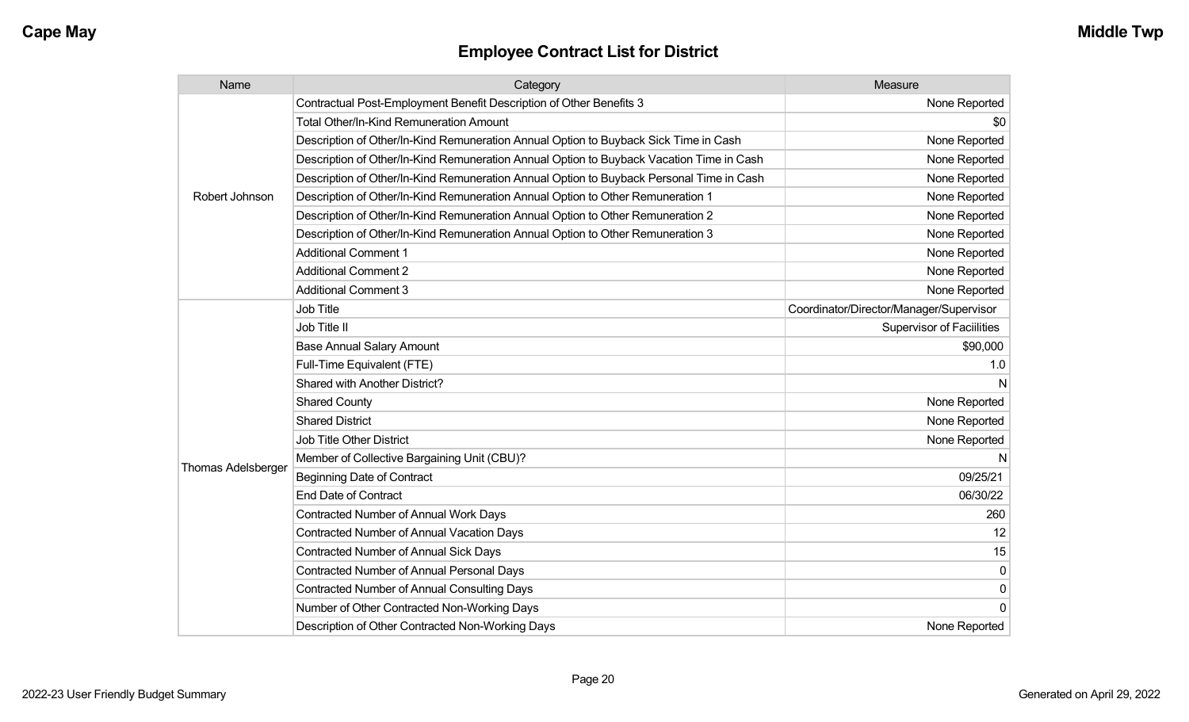## Employee Contract List for District

| Name | Category | Measure |
|---|---|---|
| Robert Johnson | Contractual Post-Employment Benefit Description of Other Benefits 3 | None Reported |
| | Total Other/In-Kind Remuneration Amount | $0 |
| | Description of Other/In-Kind Remuneration Annual Option to Buyback Sick Time in Cash | None Reported |
| | Description of Other/In-Kind Remuneration Annual Option to Buyback Vacation Time in Cash | None Reported |
| | Description of Other/In-Kind Remuneration Annual Option to Buyback Personal Time in Cash | None Reported |
| | Description of Other/In-Kind Remuneration Annual Option to Other Remuneration 1 | None Reported |
| | Description of Other/In-Kind Remuneration Annual Option to Other Remuneration 2 | None Reported |
| | Description of Other/In-Kind Remuneration Annual Option to Other Remuneration 3 | None Reported |
| | Additional Comment 1 | None Reported |
| | Additional Comment 2 | None Reported |
| | Additional Comment 3 | None Reported |
| Thomas Adelsberger | Job Title | Coordinator/Director/Manager/Supervisor |
| | Job Title II | Supervisor of Faciilities |
| | Base Annual Salary Amount | $90,000 |
| | Full-Time Equivalent (FTE) | 1.0 |
| | Shared with Another District? | N |
| | Shared County | None Reported |
| | Shared District | None Reported |
| | Job Title Other District | None Reported |
| | Member of Collective Bargaining Unit (CBU)? | N |
| | Beginning Date of Contract | 09/25/21 |
| | End Date of Contract | 06/30/22 |
| | Contracted Number of Annual Work Days | 260 |
| | Contracted Number of Annual Vacation Days | 12 |
| | Contracted Number of Annual Sick Days | 15 |
| | Contracted Number of Annual Personal Days | 0 |
| | Contracted Number of Annual Consulting Days | 0 |
| | Number of Other Contracted Non-Working Days | 0 |
| | Description of Other Contracted Non-Working Days | None Reported |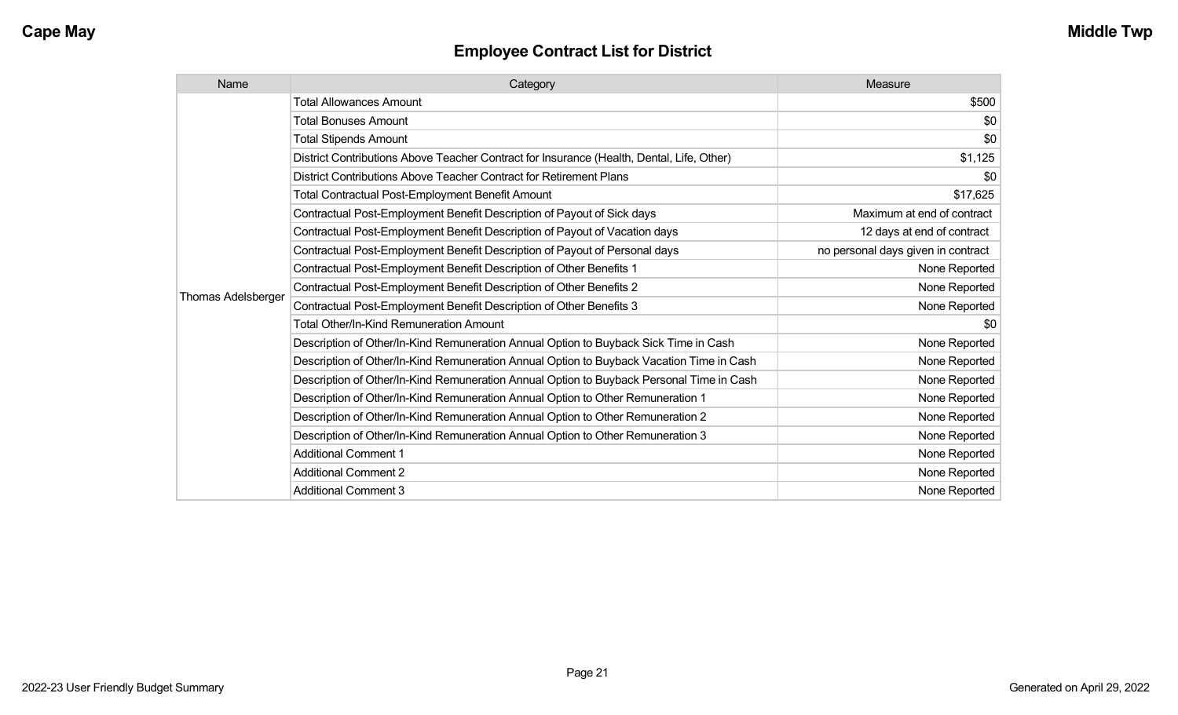## Employee Contract List for District

| Name | Category | Measure |
|---|---|---|
| Thomas Adelsberger | Total Allowances Amount | $500 |
| | Total Bonuses Amount | $0 |
| | Total Stipends Amount | $0 |
| | District Contributions Above Teacher Contract for Insurance (Health, Dental, Life, Other) | $1,125 |
| | District Contributions Above Teacher Contract for Retirement Plans | $0 |
| | Total Contractual Post-Employment Benefit Amount | $17,625 |
| | Contractual Post-Employment Benefit Description of Payout of Sick days | Maximum at end of contract |
| | Contractual Post-Employment Benefit Description of Payout of Vacation days | 12 days at end of contract |
| | Contractual Post-Employment Benefit Description of Payout of Personal days | no personal days given in contract |
| | Contractual Post-Employment Benefit Description of Other Benefits 1 | None Reported |
| | Contractual Post-Employment Benefit Description of Other Benefits 2 | None Reported |
| | Contractual Post-Employment Benefit Description of Other Benefits 3 | None Reported |
| | Total Other/In-Kind Remuneration Amount | $0 |
| | Description of Other/In-Kind Remuneration Annual Option to Buyback Sick Time in Cash | None Reported |
| | Description of Other/In-Kind Remuneration Annual Option to Buyback Vacation Time in Cash | None Reported |
| | Description of Other/In-Kind Remuneration Annual Option to Buyback Personal Time in Cash | None Reported |
| | Description of Other/In-Kind Remuneration Annual Option to Other Remuneration 1 | None Reported |
| | Description of Other/In-Kind Remuneration Annual Option to Other Remuneration 2 | None Reported |
| | Description of Other/In-Kind Remuneration Annual Option to Other Remuneration 3 | None Reported |
| | Additional Comment 1 | None Reported |
| | Additional Comment 2 | None Reported |
| | Additional Comment 3 | None Reported |